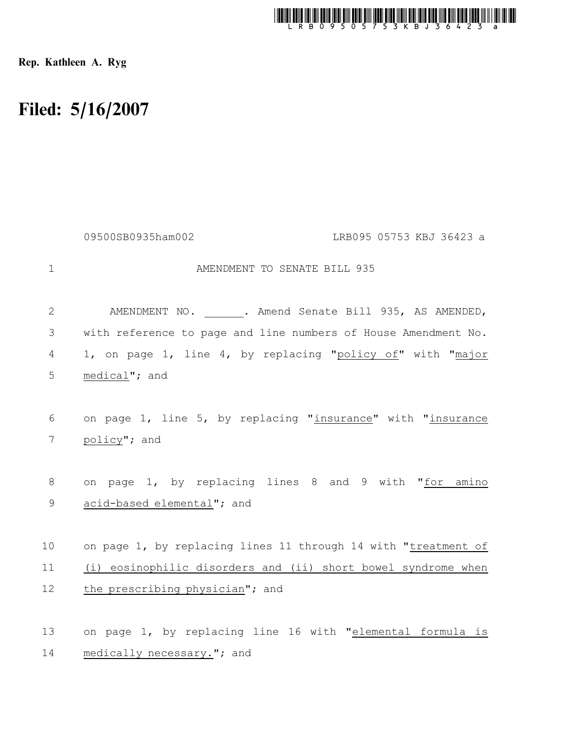**Rep. Kathleen A. Ryg**

# Filed: 5/16/2007

09500SB0935ham002 LRB095 05753 KBJ 36423 a

AMENDMENT TO SENATE BILL 935

AMENDMENT NO. ______. Amend Senate Bill 935, AS AMENDED, with reference to page and line numbers of House Amendment No. 1, on page 1, line 4, by replacing "<u>policy of</u>" with "<u>major medical</u>"; and

on page 1, line 5, by replacing "<u>insurance</u>" with "<u>insurance policy</u>"; and

on page 1, by replacing lines 8 and 9 with "<u>for amino acid-based elemental</u>"; and

on page 1, by replacing lines 11 through 14 with "<u>treatment of (i) eosinophilic disorders and (ii) short bowel syndrome when the prescribing physician</u>"; and

on page 1, by replacing line 16 with "<u>elemental formula is medically necessary.</u>"; and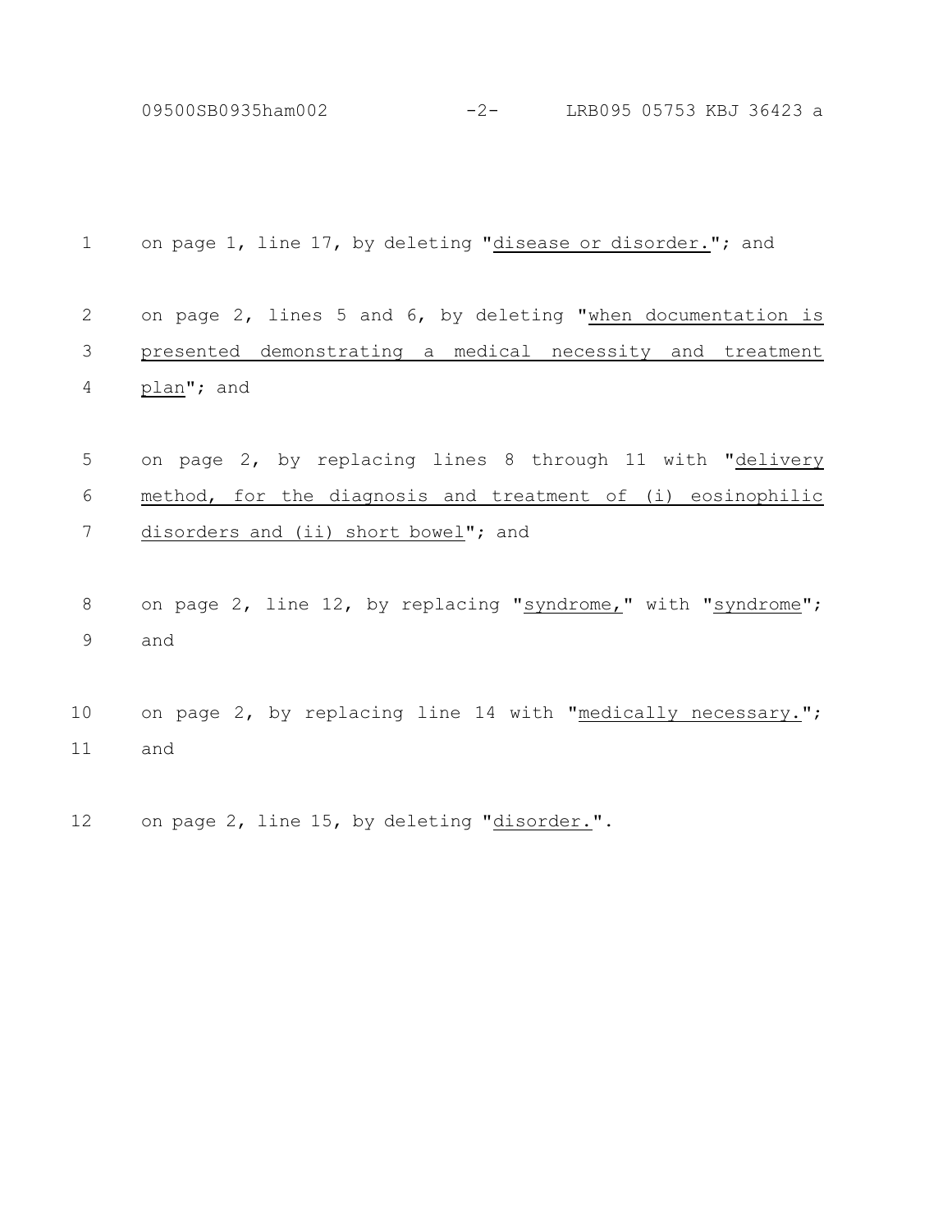on page 1, line 17, by deleting "disease or disorder."; and

on page 2, lines 5 and 6, by deleting "when documentation is presented demonstrating a medical necessity and treatment plan"; and

on page 2, by replacing lines 8 through 11 with "delivery method, for the diagnosis and treatment of (i) eosinophilic disorders and (ii) short bowel"; and

on page 2, line 12, by replacing "syndrome," with "syndrome"; and

on page 2, by replacing line 14 with "medically necessary."; and

on page 2, line 15, by deleting "disorder.".